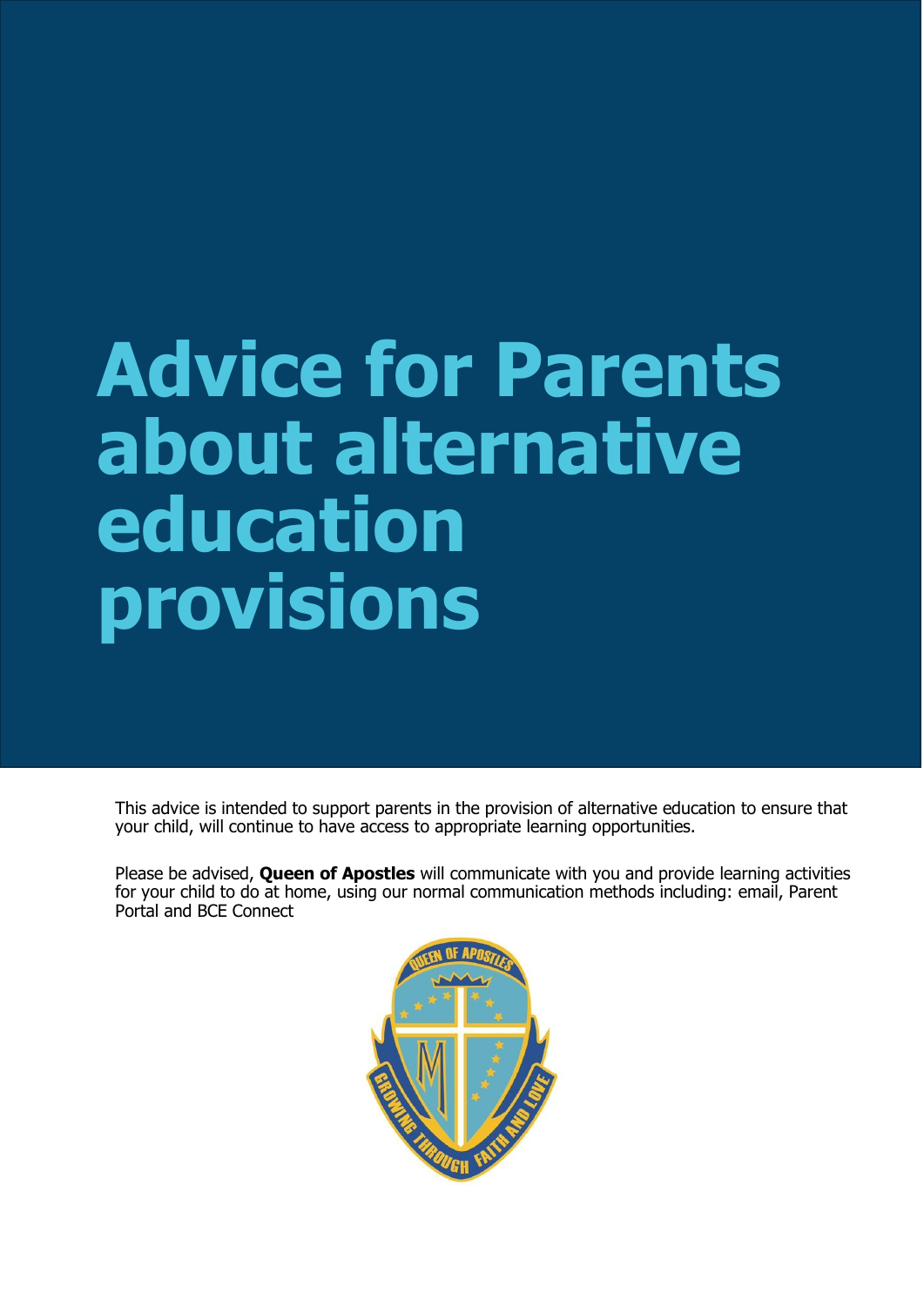# Advice for Parents about alternative education provisions

This advice is intended to support parents in the provision of alternative education to ensure that your child, will continue to have access to appropriate learning opportunities.

Please be advised, **Queen of Apostles** will communicate with you and provide learning activities for your child to do at home, using our normal communication methods including: email, Parent Portal and BCE Connect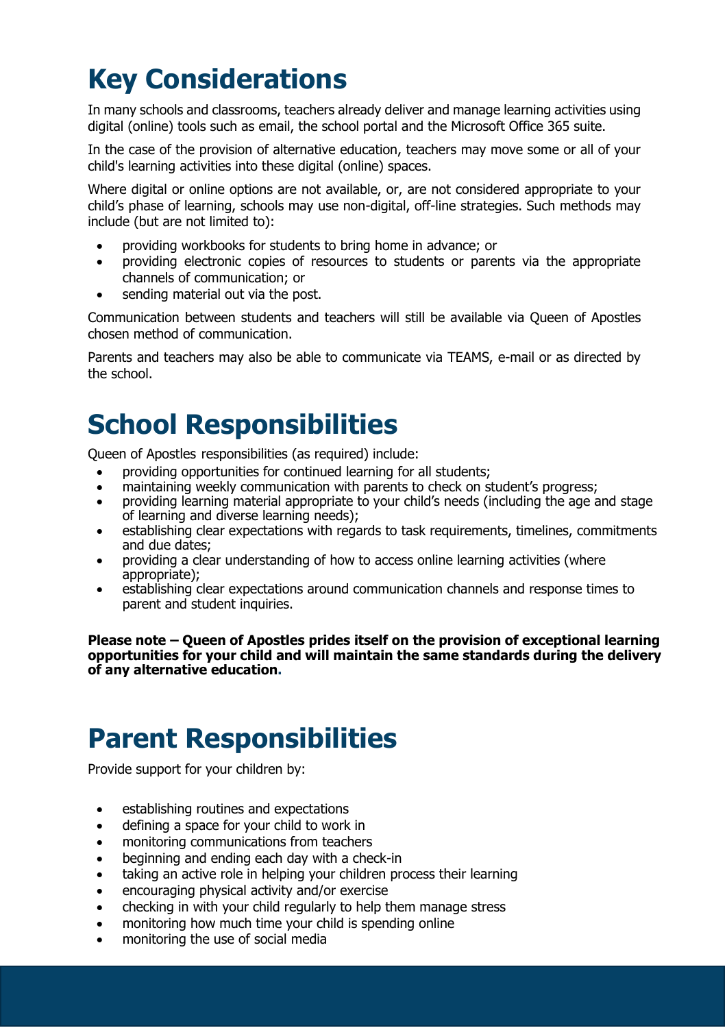# Key Considerations

In many schools and classrooms, teachers already deliver and manage learning activities using digital (online) tools such as email, the school portal and the Microsoft Office 365 suite.

In the case of the provision of alternative education, teachers may move some or all of your child's learning activities into these digital (online) spaces.

Where digital or online options are not available, or, are not considered appropriate to your child's phase of learning, schools may use non-digital, off-line strategies. Such methods may include (but are not limited to):

- providing workbooks for students to bring home in advance; or
- providing electronic copies of resources to students or parents via the appropriate channels of communication; or
- sending material out via the post.

Communication between students and teachers will still be available via Queen of Apostles chosen method of communication.

Parents and teachers may also be able to communicate via TEAMS, e-mail or as directed by the school.

# School Responsibilities

Queen of Apostles responsibilities (as required) include:

- providing opportunities for continued learning for all students;
- maintaining weekly communication with parents to check on student's progress;
- providing learning material appropriate to your child's needs (including the age and stage of learning and diverse learning needs);
- establishing clear expectations with regards to task requirements, timelines, commitments and due dates;
- providing a clear understanding of how to access online learning activities (where appropriate);
- establishing clear expectations around communication channels and response times to parent and student inquiries.

**Please note – Queen of Apostles prides itself on the provision of exceptional learning opportunities for your child and will maintain the same standards during the delivery of any alternative education.**

# Parent Responsibilities

Provide support for your children by:

- establishing routines and expectations
- defining a space for your child to work in
- monitoring communications from teachers
- beginning and ending each day with a check-in
- taking an active role in helping your children process their learning
- encouraging physical activity and/or exercise
- checking in with your child regularly to help them manage stress
- monitoring how much time your child is spending online
- monitoring the use of social media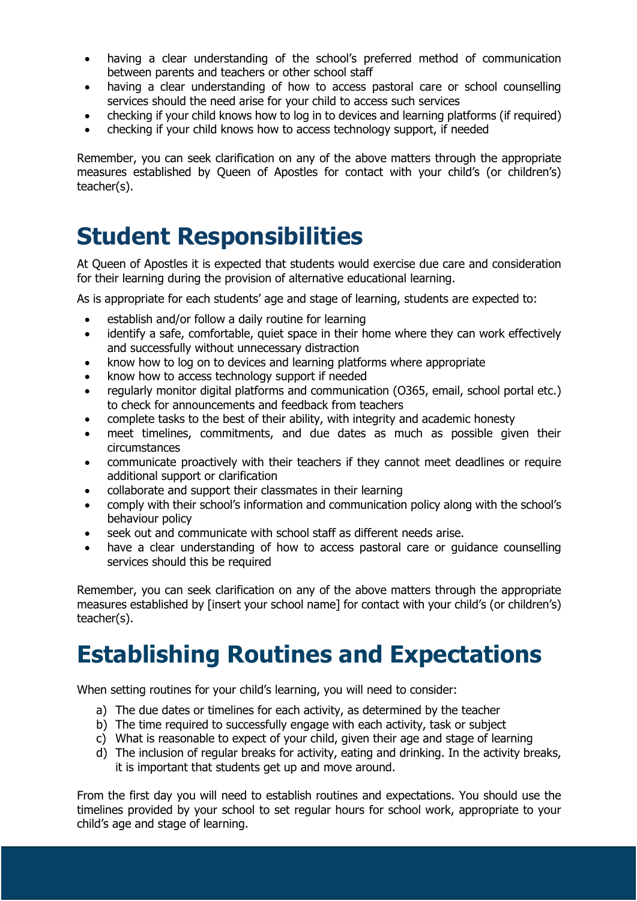- having a clear understanding of the school's preferred method of communication between parents and teachers or other school staff
- having a clear understanding of how to access pastoral care or school counselling services should the need arise for your child to access such services
- checking if your child knows how to log in to devices and learning platforms (if required)
- checking if your child knows how to access technology support, if needed

Remember, you can seek clarification on any of the above matters through the appropriate measures established by Queen of Apostles for contact with your child's (or children's) teacher(s).

# Student Responsibilities

At Queen of Apostles it is expected that students would exercise due care and consideration for their learning during the provision of alternative educational learning.

As is appropriate for each students' age and stage of learning, students are expected to:

- establish and/or follow a daily routine for learning
- identify a safe, comfortable, quiet space in their home where they can work effectively and successfully without unnecessary distraction
- know how to log on to devices and learning platforms where appropriate
- know how to access technology support if needed
- regularly monitor digital platforms and communication (O365, email, school portal etc.) to check for announcements and feedback from teachers
- complete tasks to the best of their ability, with integrity and academic honesty
- meet timelines, commitments, and due dates as much as possible given their circumstances
- communicate proactively with their teachers if they cannot meet deadlines or require additional support or clarification
- collaborate and support their classmates in their learning
- comply with their school's information and communication policy along with the school's behaviour policy
- seek out and communicate with school staff as different needs arise.
- have a clear understanding of how to access pastoral care or guidance counselling services should this be required

Remember, you can seek clarification on any of the above matters through the appropriate measures established by [insert your school name] for contact with your child's (or children's) teacher(s).

# Establishing Routines and Expectations

When setting routines for your child's learning, you will need to consider:

a) The due dates or timelines for each activity, as determined by the teacher
b) The time required to successfully engage with each activity, task or subject
c) What is reasonable to expect of your child, given their age and stage of learning
d) The inclusion of regular breaks for activity, eating and drinking. In the activity breaks, it is important that students get up and move around.

From the first day you will need to establish routines and expectations. You should use the timelines provided by your school to set regular hours for school work, appropriate to your child's age and stage of learning.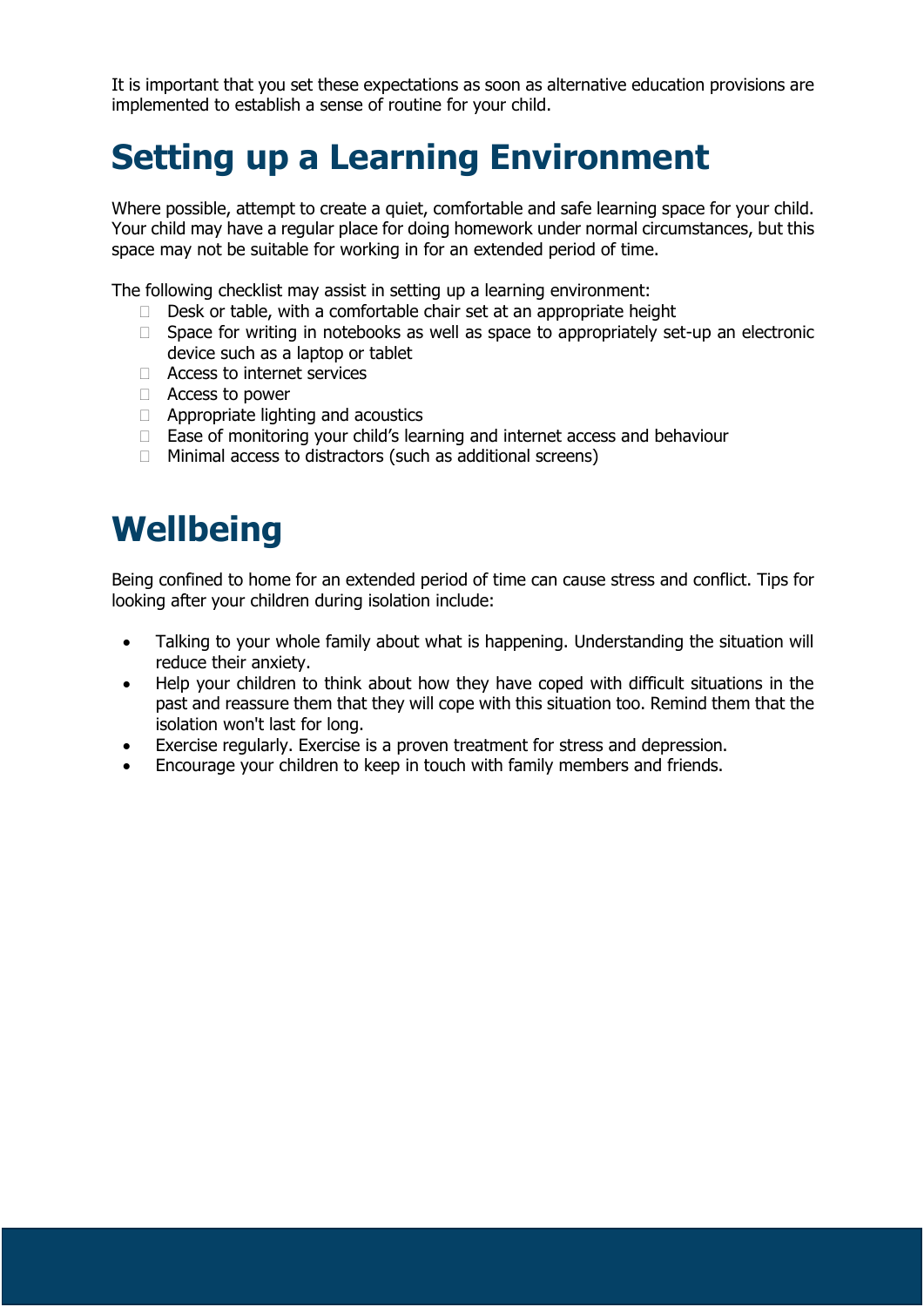It is important that you set these expectations as soon as alternative education provisions are implemented to establish a sense of routine for your child.

# Setting up a Learning Environment

Where possible, attempt to create a quiet, comfortable and safe learning space for your child. Your child may have a regular place for doing homework under normal circumstances, but this space may not be suitable for working in for an extended period of time.

The following checklist may assist in setting up a learning environment:

- [ ] Desk or table, with a comfortable chair set at an appropriate height
- [ ] Space for writing in notebooks as well as space to appropriately set-up an electronic device such as a laptop or tablet
- [ ] Access to internet services
- [ ] Access to power
- [ ] Appropriate lighting and acoustics
- [ ] Ease of monitoring your child's learning and internet access and behaviour
- [ ] Minimal access to distractors (such as additional screens)

# Wellbeing

Being confined to home for an extended period of time can cause stress and conflict. Tips for looking after your children during isolation include:

- Talking to your whole family about what is happening. Understanding the situation will reduce their anxiety.
- Help your children to think about how they have coped with difficult situations in the past and reassure them that they will cope with this situation too. Remind them that the isolation won't last for long.
- Exercise regularly. Exercise is a proven treatment for stress and depression.
- Encourage your children to keep in touch with family members and friends.